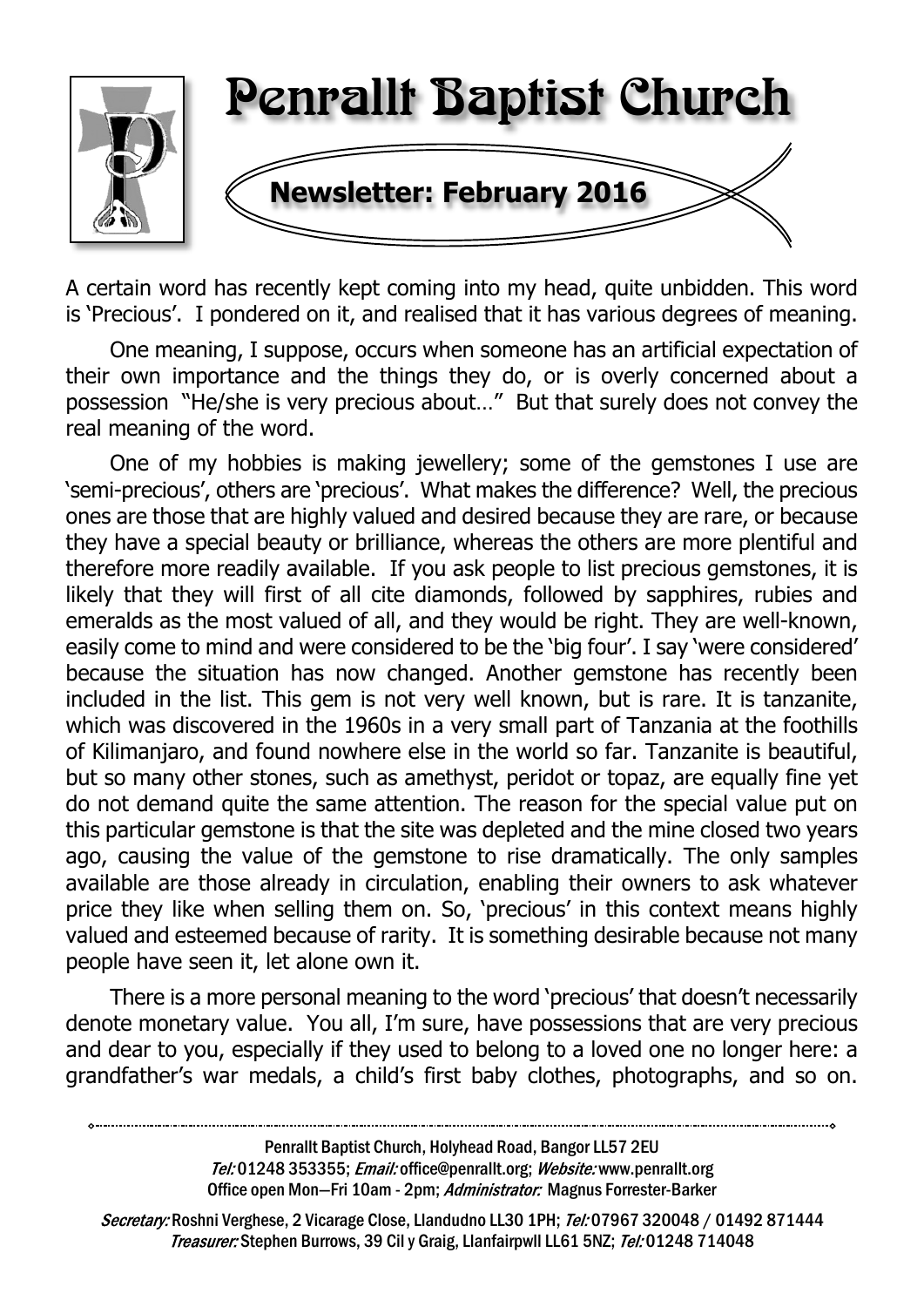# Penrallt Baptist Church

## Newsletter: February 2016

A certain word has recently kept coming into my head, quite unbidden. This word is 'Precious'. I pondered on it, and realised that it has various degrees of meaning.

One meaning, I suppose, occurs when someone has an artificial expectation of their own importance and the things they do, or is overly concerned about a possession "He/she is very precious about…" But that surely does not convey the real meaning of the word.

One of my hobbies is making jewellery; some of the gemstones I use are 'semi-precious', others are 'precious'. What makes the difference? Well, the precious ones are those that are highly valued and desired because they are rare, or because they have a special beauty or brilliance, whereas the others are more plentiful and therefore more readily available. If you ask people to list precious gemstones, it is likely that they will first of all cite diamonds, followed by sapphires, rubies and emeralds as the most valued of all, and they would be right. They are well-known, easily come to mind and were considered to be the 'big four'. I say 'were considered' because the situation has now changed. Another gemstone has recently been included in the list. This gem is not very well known, but is rare. It is tanzanite, which was discovered in the 1960s in a very small part of Tanzania at the foothills of Kilimanjaro, and found nowhere else in the world so far. Tanzanite is beautiful, but so many other stones, such as amethyst, peridot or topaz, are equally fine yet do not demand quite the same attention. The reason for the special value put on this particular gemstone is that the site was depleted and the mine closed two years ago, causing the value of the gemstone to rise dramatically. The only samples available are those already in circulation, enabling their owners to ask whatever price they like when selling them on. So, 'precious' in this context means highly valued and esteemed because of rarity. It is something desirable because not many people have seen it, let alone own it.

There is a more personal meaning to the word 'precious' that doesn't necessarily denote monetary value. You all, I'm sure, have possessions that are very precious and dear to you, especially if they used to belong to a loved one no longer here: a grandfather's war medals, a child's first baby clothes, photographs, and so on.

---

Penrallt Baptist Church, Holyhead Road, Bangor LL57 2EU
*Tel:* 01248 353355; *Email:* office@penrallt.org; *Website:* www.penrallt.org
Office open Mon—Fri 10am - 2pm; *Administrator:* Magnus Forrester-Barker

*Secretary:* Roshni Verghese, 2 Vicarage Close, Llandudno LL30 1PH; *Tel:* 07967 320048 / 01492 871444
*Treasurer:* Stephen Burrows, 39 Cil y Graig, Llanfairpwll LL61 5NZ; *Tel:* 01248 714048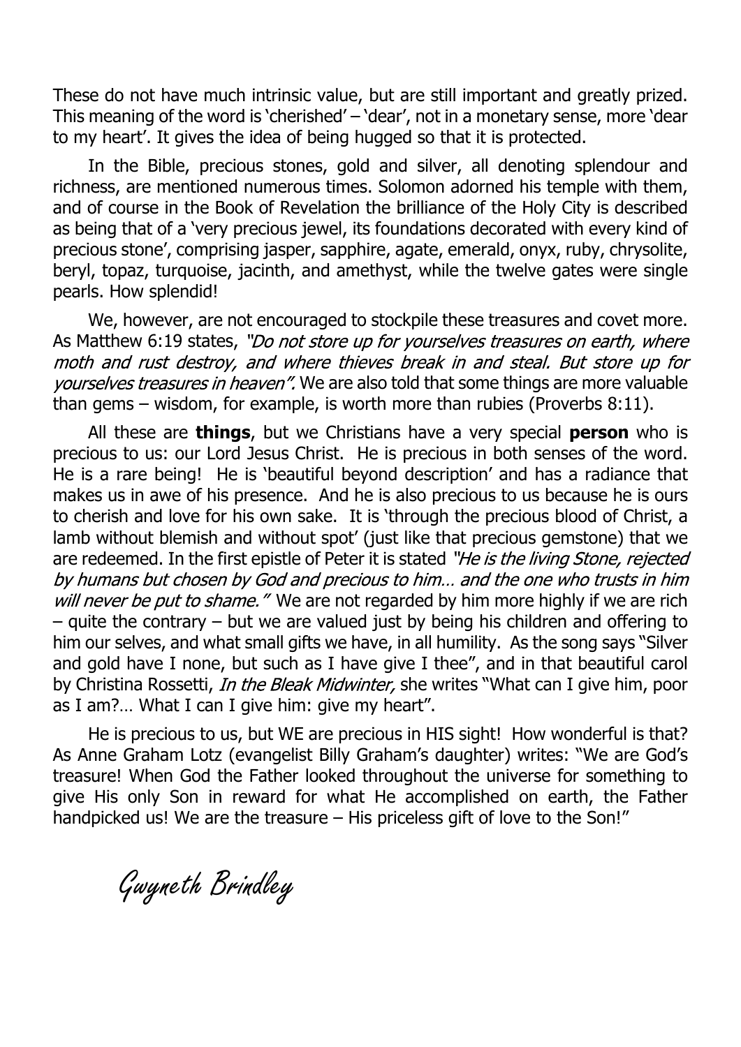These do not have much intrinsic value, but are still important and greatly prized. This meaning of the word is 'cherished' – 'dear', not in a monetary sense, more 'dear to my heart'. It gives the idea of being hugged so that it is protected.

In the Bible, precious stones, gold and silver, all denoting splendour and richness, are mentioned numerous times. Solomon adorned his temple with them, and of course in the Book of Revelation the brilliance of the Holy City is described as being that of a 'very precious jewel, its foundations decorated with every kind of precious stone', comprising jasper, sapphire, agate, emerald, onyx, ruby, chrysolite, beryl, topaz, turquoise, jacinth, and amethyst, while the twelve gates were single pearls. How splendid!

We, however, are not encouraged to stockpile these treasures and covet more. As Matthew 6:19 states, *"Do not store up for yourselves treasures on earth, where moth and rust destroy, and where thieves break in and steal. But store up for yourselves treasures in heaven".* We are also told that some things are more valuable than gems – wisdom, for example, is worth more than rubies (Proverbs 8:11).

All these are **things**, but we Christians have a very special **person** who is precious to us: our Lord Jesus Christ. He is precious in both senses of the word. He is a rare being! He is 'beautiful beyond description' and has a radiance that makes us in awe of his presence. And he is also precious to us because he is ours to cherish and love for his own sake. It is 'through the precious blood of Christ, a lamb without blemish and without spot' (just like that precious gemstone) that we are redeemed. In the first epistle of Peter it is stated *"He is the living Stone, rejected by humans but chosen by God and precious to him… and the one who trusts in him will never be put to shame."* We are not regarded by him more highly if we are rich – quite the contrary – but we are valued just by being his children and offering to him our selves, and what small gifts we have, in all humility. As the song says "Silver and gold have I none, but such as I have give I thee", and in that beautiful carol by Christina Rossetti, *In the Bleak Midwinter,* she writes "What can I give him, poor as I am?… What I can I give him: give my heart".

He is precious to us, but WE are precious in HIS sight! How wonderful is that? As Anne Graham Lotz (evangelist Billy Graham's daughter) writes: "We are God's treasure! When God the Father looked throughout the universe for something to give His only Son in reward for what He accomplished on earth, the Father handpicked us! We are the treasure – His priceless gift of love to the Son!"

*Gwyneth Brindley*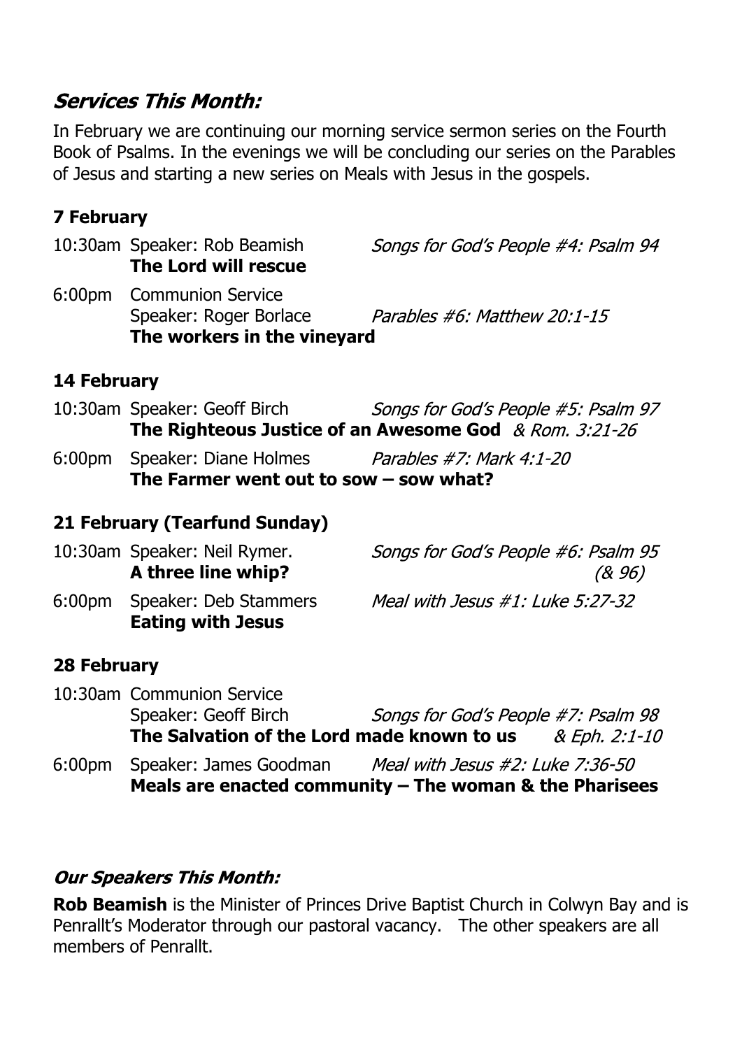## *Services This Month:*

In February we are continuing our morning service sermon series on the Fourth Book of Psalms. In the evenings we will be concluding our series on the Parables of Jesus and starting a new series on Meals with Jesus in the gospels.

### 7 February

10:30am Speaker: Rob Beamish *Songs for God's People #4: Psalm 94*
**The Lord will rescue**

6:00pm Communion Service
Speaker: Roger Borlace *Parables #6: Matthew 20:1-15*
**The workers in the vineyard**

### 14 February

10:30am Speaker: Geoff Birch *Songs for God's People #5: Psalm 97*
**The Righteous Justice of an Awesome God** *& Rom. 3:21-26*

6:00pm Speaker: Diane Holmes *Parables #7: Mark 4:1-20*
**The Farmer went out to sow – sow what?**

### 21 February (Tearfund Sunday)

10:30am Speaker: Neil Rymer. *Songs for God's People #6: Psalm 95 (& 96)*
**A three line whip?**

6:00pm Speaker: Deb Stammers *Meal with Jesus #1: Luke 5:27-32*
**Eating with Jesus**

### 28 February

10:30am Communion Service
Speaker: Geoff Birch *Songs for God's People #7: Psalm 98*
**The Salvation of the Lord made known to us** *& Eph. 2:1-10*

6:00pm Speaker: James Goodman *Meal with Jesus #2: Luke 7:36-50*
**Meals are enacted community – The woman & the Pharisees**

## *Our Speakers This Month:*

**Rob Beamish** is the Minister of Princes Drive Baptist Church in Colwyn Bay and is Penrallt's Moderator through our pastoral vacancy. The other speakers are all members of Penrallt.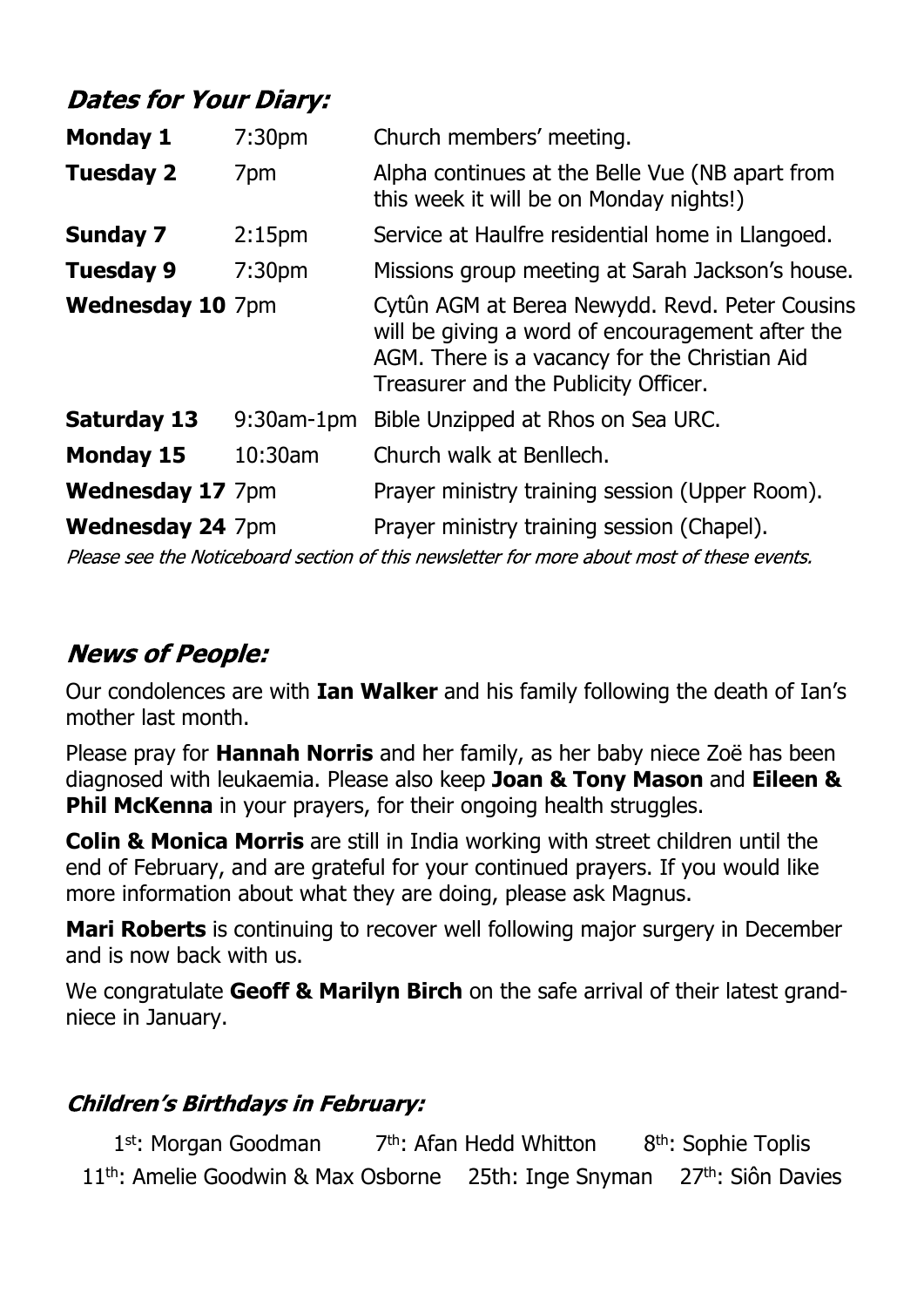## *Dates for Your Diary:*

| | | |
|---|---|---|
| **Monday 1** | 7:30pm | Church members' meeting. |
| **Tuesday 2** | 7pm | Alpha continues at the Belle Vue (NB apart from this week it will be on Monday nights!) |
| **Sunday 7** | 2:15pm | Service at Haulfre residential home in Llangoed. |
| **Tuesday 9** | 7:30pm | Missions group meeting at Sarah Jackson's house. |
| **Wednesday 10** | 7pm | Cytûn AGM at Berea Newydd. Revd. Peter Cousins will be giving a word of encouragement after the AGM. There is a vacancy for the Christian Aid Treasurer and the Publicity Officer. |
| **Saturday 13** | 9:30am-1pm | Bible Unzipped at Rhos on Sea URC. |
| **Monday 15** | 10:30am | Church walk at Benllech. |
| **Wednesday 17** | 7pm | Prayer ministry training session (Upper Room). |
| **Wednesday 24** | 7pm | Prayer ministry training session (Chapel). |

*Please see the Noticeboard section of this newsletter for more about most of these events.*

## *News of People:*

Our condolences are with **Ian Walker** and his family following the death of Ian's mother last month.

Please pray for **Hannah Norris** and her family, as her baby niece Zoë has been diagnosed with leukaemia. Please also keep **Joan & Tony Mason** and **Eileen & Phil McKenna** in your prayers, for their ongoing health struggles.

**Colin & Monica Morris** are still in India working with street children until the end of February, and are grateful for your continued prayers. If you would like more information about what they are doing, please ask Magnus.

**Mari Roberts** is continuing to recover well following major surgery in December and is now back with us.

We congratulate **Geoff & Marilyn Birch** on the safe arrival of their latest grand-niece in January.

### *Children's Birthdays in February:*

1st: Morgan Goodman   7th: Afan Hedd Whitton   8th: Sophie Toplis

11th: Amelie Goodwin & Max Osborne   25th: Inge Snyman   27th: Siôn Davies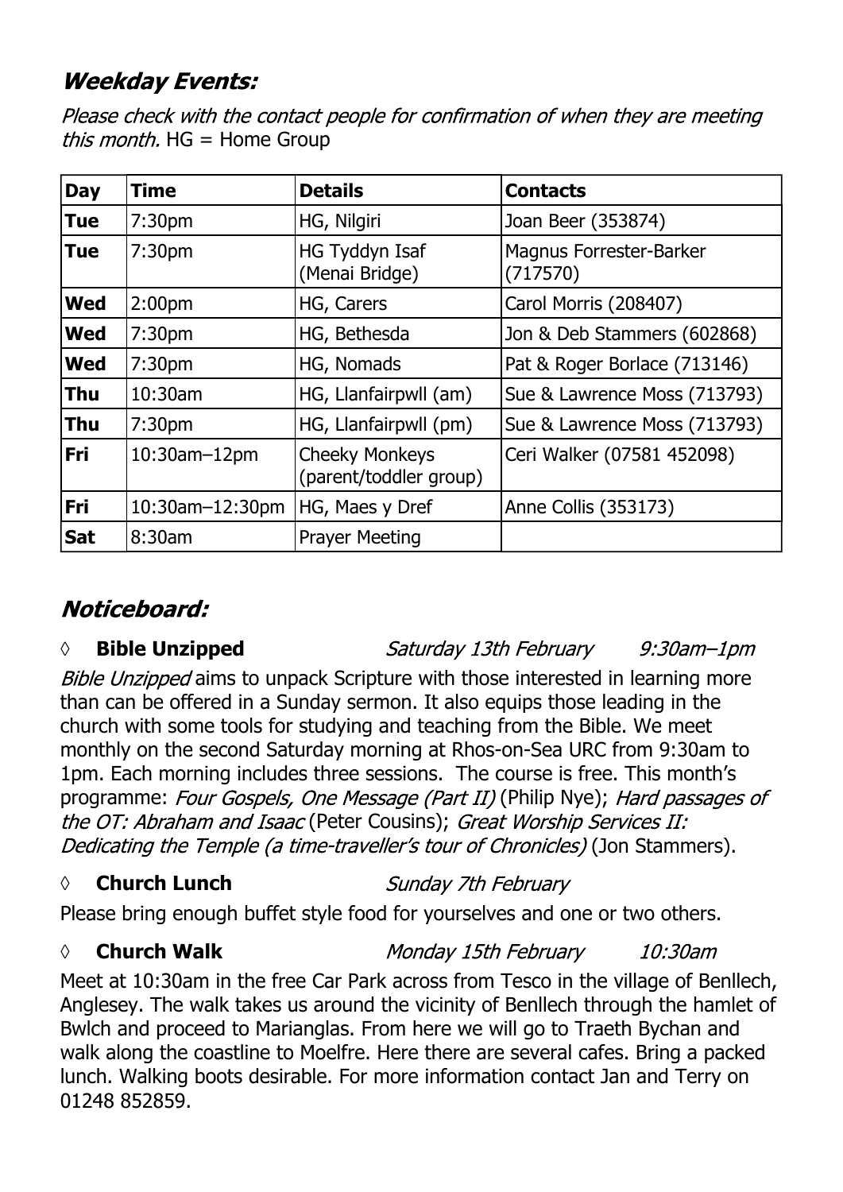## *Weekday Events:*

*Please check with the contact people for confirmation of when they are meeting this month.* HG = Home Group

| Day | Time | Details | Contacts |
|---|---|---|---|
| **Tue** | 7:30pm | HG, Nilgiri | Joan Beer (353874) |
| **Tue** | 7:30pm | HG Tyddyn Isaf (Menai Bridge) | Magnus Forrester-Barker (717570) |
| **Wed** | 2:00pm | HG, Carers | Carol Morris (208407) |
| **Wed** | 7:30pm | HG, Bethesda | Jon & Deb Stammers (602868) |
| **Wed** | 7:30pm | HG, Nomads | Pat & Roger Borlace (713146) |
| **Thu** | 10:30am | HG, Llanfairpwll (am) | Sue & Lawrence Moss (713793) |
| **Thu** | 7:30pm | HG, Llanfairpwll (pm) | Sue & Lawrence Moss (713793) |
| **Fri** | 10:30am–12pm | Cheeky Monkeys (parent/toddler group) | Ceri Walker (07581 452098) |
| **Fri** | 10:30am–12:30pm | HG, Maes y Dref | Anne Collis (353173) |
| **Sat** | 8:30am | Prayer Meeting | |

## *Noticeboard:*

◊ **Bible Unzipped** *Saturday 13th February* *9:30am–1pm*

*Bible Unzipped* aims to unpack Scripture with those interested in learning more than can be offered in a Sunday sermon. It also equips those leading in the church with some tools for studying and teaching from the Bible. We meet monthly on the second Saturday morning at Rhos-on-Sea URC from 9:30am to 1pm. Each morning includes three sessions. The course is free. This month's programme: *Four Gospels, One Message (Part II)* (Philip Nye); *Hard passages of the OT: Abraham and Isaac* (Peter Cousins); *Great Worship Services II: Dedicating the Temple (a time-traveller's tour of Chronicles)* (Jon Stammers).

◊ **Church Lunch** *Sunday 7th February*

Please bring enough buffet style food for yourselves and one or two others.

◊ **Church Walk** *Monday 15th February* *10:30am*

Meet at 10:30am in the free Car Park across from Tesco in the village of Benllech, Anglesey. The walk takes us around the vicinity of Benllech through the hamlet of Bwlch and proceed to Marianglas. From here we will go to Traeth Bychan and walk along the coastline to Moelfre. Here there are several cafes. Bring a packed lunch. Walking boots desirable. For more information contact Jan and Terry on 01248 852859.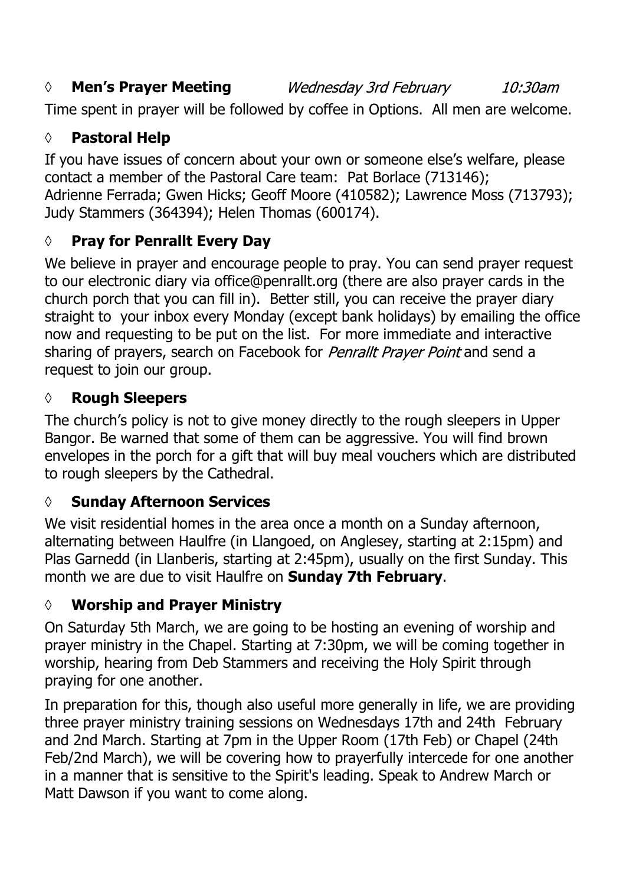◊ **Men's Prayer Meeting** *Wednesday 3rd February* *10:30am*

Time spent in prayer will be followed by coffee in Options. All men are welcome.

◊ **Pastoral Help**

If you have issues of concern about your own or someone else's welfare, please contact a member of the Pastoral Care team: Pat Borlace (713146); Adrienne Ferrada; Gwen Hicks; Geoff Moore (410582); Lawrence Moss (713793); Judy Stammers (364394); Helen Thomas (600174).

◊ **Pray for Penrallt Every Day**

We believe in prayer and encourage people to pray. You can send prayer request to our electronic diary via office@penrallt.org (there are also prayer cards in the church porch that you can fill in). Better still, you can receive the prayer diary straight to your inbox every Monday (except bank holidays) by emailing the office now and requesting to be put on the list. For more immediate and interactive sharing of prayers, search on Facebook for *Penrallt Prayer Point* and send a request to join our group.

◊ **Rough Sleepers**

The church's policy is not to give money directly to the rough sleepers in Upper Bangor. Be warned that some of them can be aggressive. You will find brown envelopes in the porch for a gift that will buy meal vouchers which are distributed to rough sleepers by the Cathedral.

◊ **Sunday Afternoon Services**

We visit residential homes in the area once a month on a Sunday afternoon, alternating between Haulfre (in Llangoed, on Anglesey, starting at 2:15pm) and Plas Garnedd (in Llanberis, starting at 2:45pm), usually on the first Sunday. This month we are due to visit Haulfre on **Sunday 7th February**.

◊ **Worship and Prayer Ministry**

On Saturday 5th March, we are going to be hosting an evening of worship and prayer ministry in the Chapel. Starting at 7:30pm, we will be coming together in worship, hearing from Deb Stammers and receiving the Holy Spirit through praying for one another.

In preparation for this, though also useful more generally in life, we are providing three prayer ministry training sessions on Wednesdays 17th and 24th February and 2nd March. Starting at 7pm in the Upper Room (17th Feb) or Chapel (24th Feb/2nd March), we will be covering how to prayerfully intercede for one another in a manner that is sensitive to the Spirit's leading. Speak to Andrew March or Matt Dawson if you want to come along.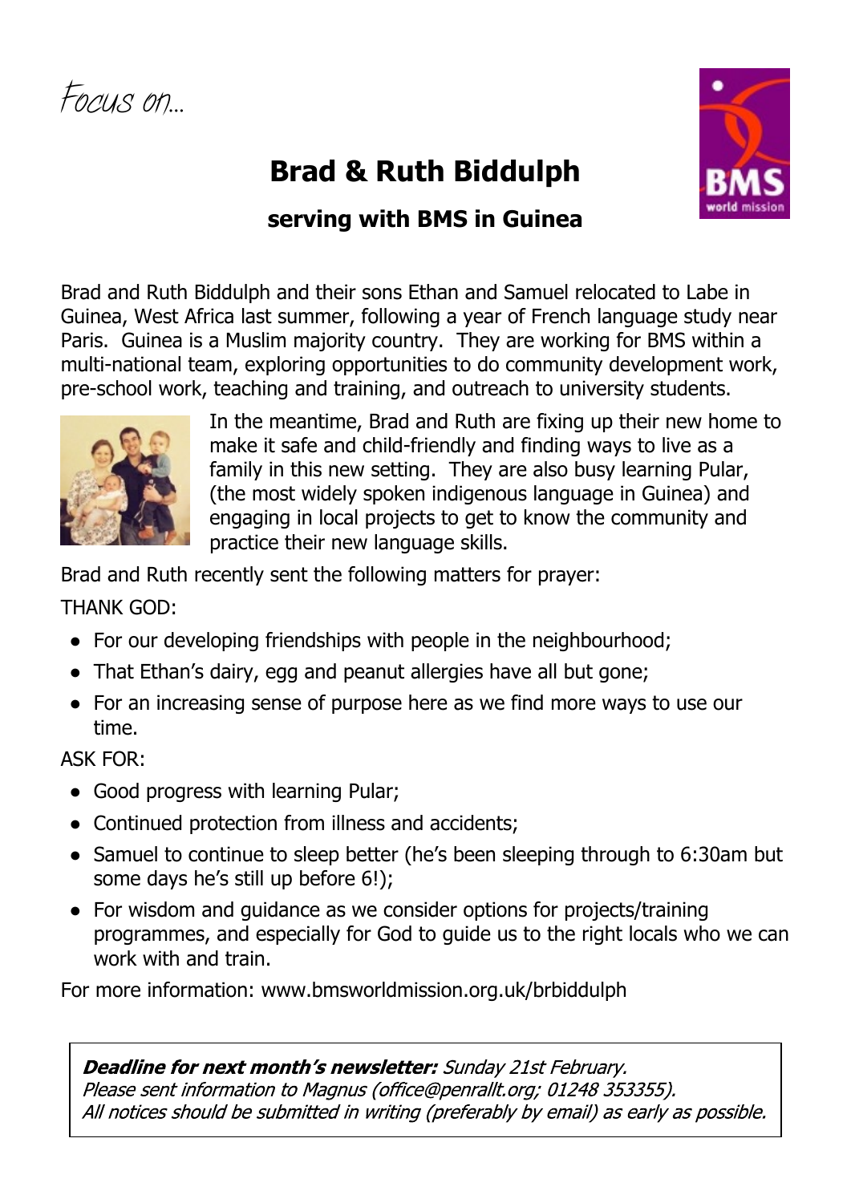*Focus on...*

# Brad & Ruth Biddulph

## serving with BMS in Guinea

Brad and Ruth Biddulph and their sons Ethan and Samuel relocated to Labe in Guinea, West Africa last summer, following a year of French language study near Paris. Guinea is a Muslim majority country. They are working for BMS within a multi-national team, exploring opportunities to do community development work, pre-school work, teaching and training, and outreach to university students.

In the meantime, Brad and Ruth are fixing up their new home to make it safe and child-friendly and finding ways to live as a family in this new setting. They are also busy learning Pular, (the most widely spoken indigenous language in Guinea) and engaging in local projects to get to know the community and practice their new language skills.

Brad and Ruth recently sent the following matters for prayer:

THANK GOD:

- For our developing friendships with people in the neighbourhood;
- That Ethan's dairy, egg and peanut allergies have all but gone;
- For an increasing sense of purpose here as we find more ways to use our time.

ASK FOR:

- Good progress with learning Pular;
- Continued protection from illness and accidents;
- Samuel to continue to sleep better (he's been sleeping through to 6:30am but some days he's still up before 6!);
- For wisdom and guidance as we consider options for projects/training programmes, and especially for God to guide us to the right locals who we can work with and train.

For more information: www.bmsworldmission.org.uk/brbiddulph

***Deadline for next month's newsletter:*** *Sunday 21st February.*
*Please sent information to Magnus (office@penrallt.org; 01248 353355).*
*All notices should be submitted in writing (preferably by email) as early as possible.*